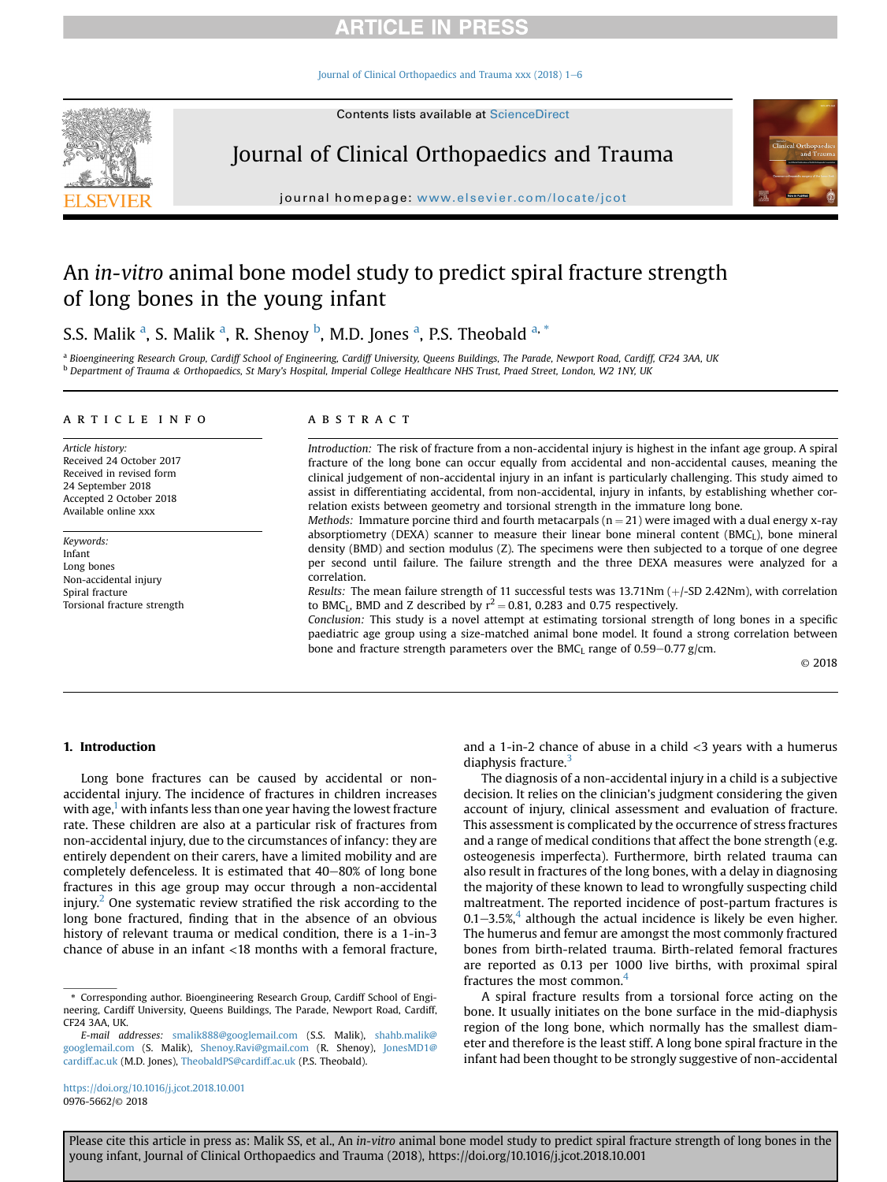# An *in-vitro* animal bone model study to predict spiral fracture strength of long bones in the young infant

S.S. Malik [a], S. Malik [a], R. Shenoy [b], M.D. Jones [a], P.S. Theobald [a, *]

[a] Bioengineering Research Group, Cardiff School of Engineering, Cardiff University, Queens Buildings, The Parade, Newport Road, Cardiff, CF24 3AA, UK

[b] Department of Trauma & Orthopaedics, St Mary's Hospital, Imperial College Healthcare NHS Trust, Praed Street, London, W2 1NY, UK

## ARTICLE INFO

*Article history:*
Received 24 October 2017
Received in revised form 24 September 2018
Accepted 2 October 2018
Available online xxx

*Keywords:*
Infant
Long bones
Non-accidental injury
Spiral fracture
Torsional fracture strength

## ABSTRACT

*Introduction:* The risk of fracture from a non-accidental injury is highest in the infant age group. A spiral fracture of the long bone can occur equally from accidental and non-accidental causes, meaning the clinical judgement of non-accidental injury in an infant is particularly challenging. This study aimed to assist in differentiating accidental, from non-accidental, injury in infants, by establishing whether correlation exists between geometry and torsional strength in the immature long bone.

*Methods:* Immature porcine third and fourth metacarpals ($n = 21$) were imaged with a dual energy x-ray absorptiometry (DEXA) scanner to measure their linear bone mineral content ($BMC_L$), bone mineral density (BMD) and section modulus (Z). The specimens were then subjected to a torque of one degree per second until failure. The failure strength and the three DEXA measures were analyzed for a correlation.

*Results:* The mean failure strength of 11 successful tests was 13.71Nm (+/-SD 2.42Nm), with correlation to $BMC_L$, BMD and Z described by $r^2 = 0.81$, 0.283 and 0.75 respectively.

*Conclusion:* This study is a novel attempt at estimating torsional strength of long bones in a specific paediatric age group using a size-matched animal bone model. It found a strong correlation between bone and fracture strength parameters over the $BMC_L$ range of 0.59–0.77 g/cm.

© 2018

## 1. Introduction

Long bone fractures can be caused by accidental or non-accidental injury. The incidence of fractures in children increases with age,[1] with infants less than one year having the lowest fracture rate. These children are also at a particular risk of fractures from non-accidental injury, due to the circumstances of infancy: they are entirely dependent on their carers, have a limited mobility and are completely defenceless. It is estimated that 40–80% of long bone fractures in this age group may occur through a non-accidental injury.[2] One systematic review stratified the risk according to the long bone fractured, finding that in the absence of an obvious history of relevant trauma or medical condition, there is a 1-in-3 chance of abuse in an infant <18 months with a femoral fracture, and a 1-in-2 chance of abuse in a child <3 years with a humerus diaphysis fracture.[3]

The diagnosis of a non-accidental injury in a child is a subjective decision. It relies on the clinician's judgment considering the given account of injury, clinical assessment and evaluation of fracture. This assessment is complicated by the occurrence of stress fractures and a range of medical conditions that affect the bone strength (e.g. osteogenesis imperfecta). Furthermore, birth related trauma can also result in fractures of the long bones, with a delay in diagnosing the majority of these known to lead to wrongfully suspecting child maltreatment. The reported incidence of post-partum fractures is 0.1–3.5%,[4] although the actual incidence is likely be even higher. The humerus and femur are amongst the most commonly fractured bones from birth-related trauma. Birth-related femoral fractures are reported as 0.13 per 1000 live births, with proximal spiral fractures the most common.[4]

A spiral fracture results from a torsional force acting on the bone. It usually initiates on the bone surface in the mid-diaphysis region of the long bone, which normally has the smallest diameter and therefore is the least stiff. A long bone spiral fracture in the infant had been thought to be strongly suggestive of non-accidental

\* Corresponding author. Bioengineering Research Group, Cardiff School of Engineering, Cardiff University, Queens Buildings, The Parade, Newport Road, Cardiff, CF24 3AA, UK.

*E-mail addresses:* smalik888@googlemail.com (S.S. Malik), shahb.malik@googlemail.com (S. Malik), Shenoy.Ravi@gmail.com (R. Shenoy), JonesMD1@cardiff.ac.uk (M.D. Jones), TheobaldPS@cardiff.ac.uk (P.S. Theobald).

https://doi.org/10.1016/j.jcot.2018.10.001
0976-5662/© 2018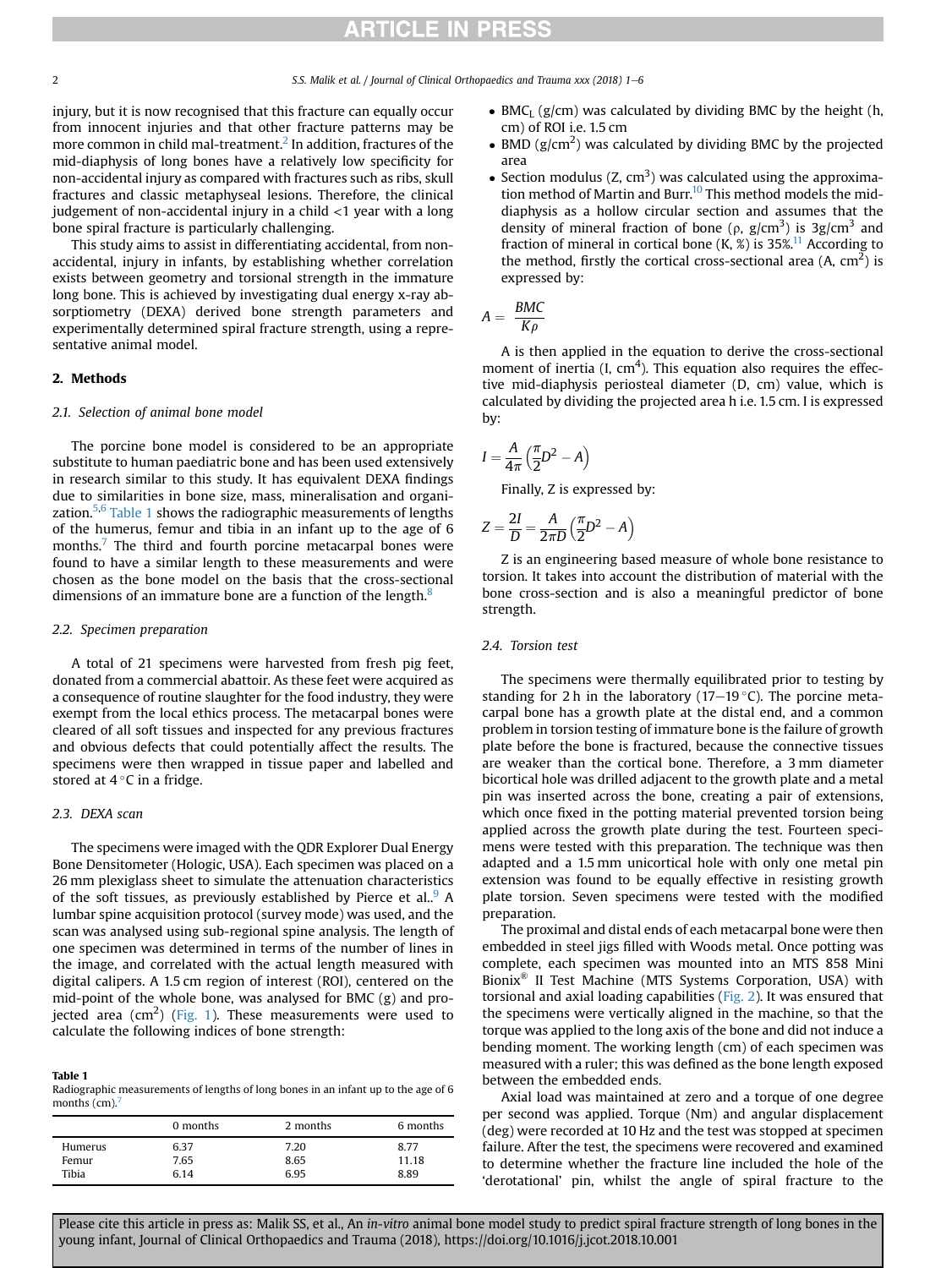injury, but it is now recognised that this fracture can equally occur from innocent injuries and that other fracture patterns may be more common in child mal-treatment.[2] In addition, fractures of the mid-diaphysis of long bones have a relatively low specificity for non-accidental injury as compared with fractures such as ribs, skull fractures and classic metaphyseal lesions. Therefore, the clinical judgement of non-accidental injury in a child <1 year with a long bone spiral fracture is particularly challenging.

This study aims to assist in differentiating accidental, from non-accidental, injury in infants, by establishing whether correlation exists between geometry and torsional strength in the immature long bone. This is achieved by investigating dual energy x-ray absorptiometry (DEXA) derived bone strength parameters and experimentally determined spiral fracture strength, using a representative animal model.

## 2. Methods

### 2.1. Selection of animal bone model

The porcine bone model is considered to be an appropriate substitute to human paediatric bone and has been used extensively in research similar to this study. It has equivalent DEXA findings due to similarities in bone size, mass, mineralisation and organization.[5,6] Table 1 shows the radiographic measurements of lengths of the humerus, femur and tibia in an infant up to the age of 6 months.[7] The third and fourth porcine metacarpal bones were found to have a similar length to these measurements and were chosen as the bone model on the basis that the cross-sectional dimensions of an immature bone are a function of the length.[8]

### 2.2. Specimen preparation

A total of 21 specimens were harvested from fresh pig feet, donated from a commercial abattoir. As these feet were acquired as a consequence of routine slaughter for the food industry, they were exempt from the local ethics process. The metacarpal bones were cleared of all soft tissues and inspected for any previous fractures and obvious defects that could potentially affect the results. The specimens were then wrapped in tissue paper and labelled and stored at 4 °C in a fridge.

### 2.3. DEXA scan

The specimens were imaged with the QDR Explorer Dual Energy Bone Densitometer (Hologic, USA). Each specimen was placed on a 26 mm plexiglass sheet to simulate the attenuation characteristics of the soft tissues, as previously established by Pierce et al..[9] A lumbar spine acquisition protocol (survey mode) was used, and the scan was analysed using sub-regional spine analysis. The length of one specimen was determined in terms of the number of lines in the image, and correlated with the actual length measured with digital calipers. A 1.5 cm region of interest (ROI), centered on the mid-point of the whole bone, was analysed for BMC (g) and projected area ($cm^2$) (Fig. 1). These measurements were used to calculate the following indices of bone strength:

**Table 1**
Radiographic measurements of lengths of long bones in an infant up to the age of 6 months (cm).[7]

| | 0 months | 2 months | 6 months |
|---|---|---|---|
| Humerus | 6.37 | 7.20 | 8.77 |
| Femur | 7.65 | 8.65 | 11.18 |
| Tibia | 6.14 | 6.95 | 8.89 |

- $BMC_L$ (g/cm) was calculated by dividing BMC by the height (h, cm) of ROI i.e. 1.5 cm
- BMD (g/$cm^2$) was calculated by dividing BMC by the projected area
- Section modulus (Z, $cm^3$) was calculated using the approximation method of Martin and Burr.[10] This method models the mid-diaphysis as a hollow circular section and assumes that the density of mineral fraction of bone ($\rho$, g/$cm^3$) is 3g/$cm^3$ and fraction of mineral in cortical bone (K, %) is 35%.[11] According to the method, firstly the cortical cross-sectional area (A, $cm^2$) is expressed by:

$$A = \frac{BMC}{K\rho}$$

A is then applied in the equation to derive the cross-sectional moment of inertia (I, $cm^4$). This equation also requires the effective mid-diaphysis periosteal diameter (D, cm) value, which is calculated by dividing the projected area h i.e. 1.5 cm. I is expressed by:

$$I = \frac{A}{4\pi}\left(\frac{\pi}{2}D^2 - A\right)$$

Finally, Z is expressed by:

$$Z = \frac{2I}{D} = \frac{A}{2\pi D}\left(\frac{\pi}{2}D^2 - A\right)$$

Z is an engineering based measure of whole bone resistance to torsion. It takes into account the distribution of material with the bone cross-section and is also a meaningful predictor of bone strength.

### 2.4. Torsion test

The specimens were thermally equilibrated prior to testing by standing for 2 h in the laboratory (17–19 °C). The porcine metacarpal bone has a growth plate at the distal end, and a common problem in torsion testing of immature bone is the failure of growth plate before the bone is fractured, because the connective tissues are weaker than the cortical bone. Therefore, a 3 mm diameter bicortical hole was drilled adjacent to the growth plate and a metal pin was inserted across the bone, creating a pair of extensions, which once fixed in the potting material prevented torsion being applied across the growth plate during the test. Fourteen specimens were tested with this preparation. The technique was then adapted and a 1.5 mm unicortical hole with only one metal pin extension was found to be equally effective in resisting growth plate torsion. Seven specimens were tested with the modified preparation.

The proximal and distal ends of each metacarpal bone were then embedded in steel jigs filled with Woods metal. Once potting was complete, each specimen was mounted into an MTS 858 Mini Bionix® II Test Machine (MTS Systems Corporation, USA) with torsional and axial loading capabilities (Fig. 2). It was ensured that the specimens were vertically aligned in the machine, so that the torque was applied to the long axis of the bone and did not induce a bending moment. The working length (cm) of each specimen was measured with a ruler; this was defined as the bone length exposed between the embedded ends.

Axial load was maintained at zero and a torque of one degree per second was applied. Torque (Nm) and angular displacement (deg) were recorded at 10 Hz and the test was stopped at specimen failure. After the test, the specimens were recovered and examined to determine whether the fracture line included the hole of the 'derotational' pin, whilst the angle of spiral fracture to the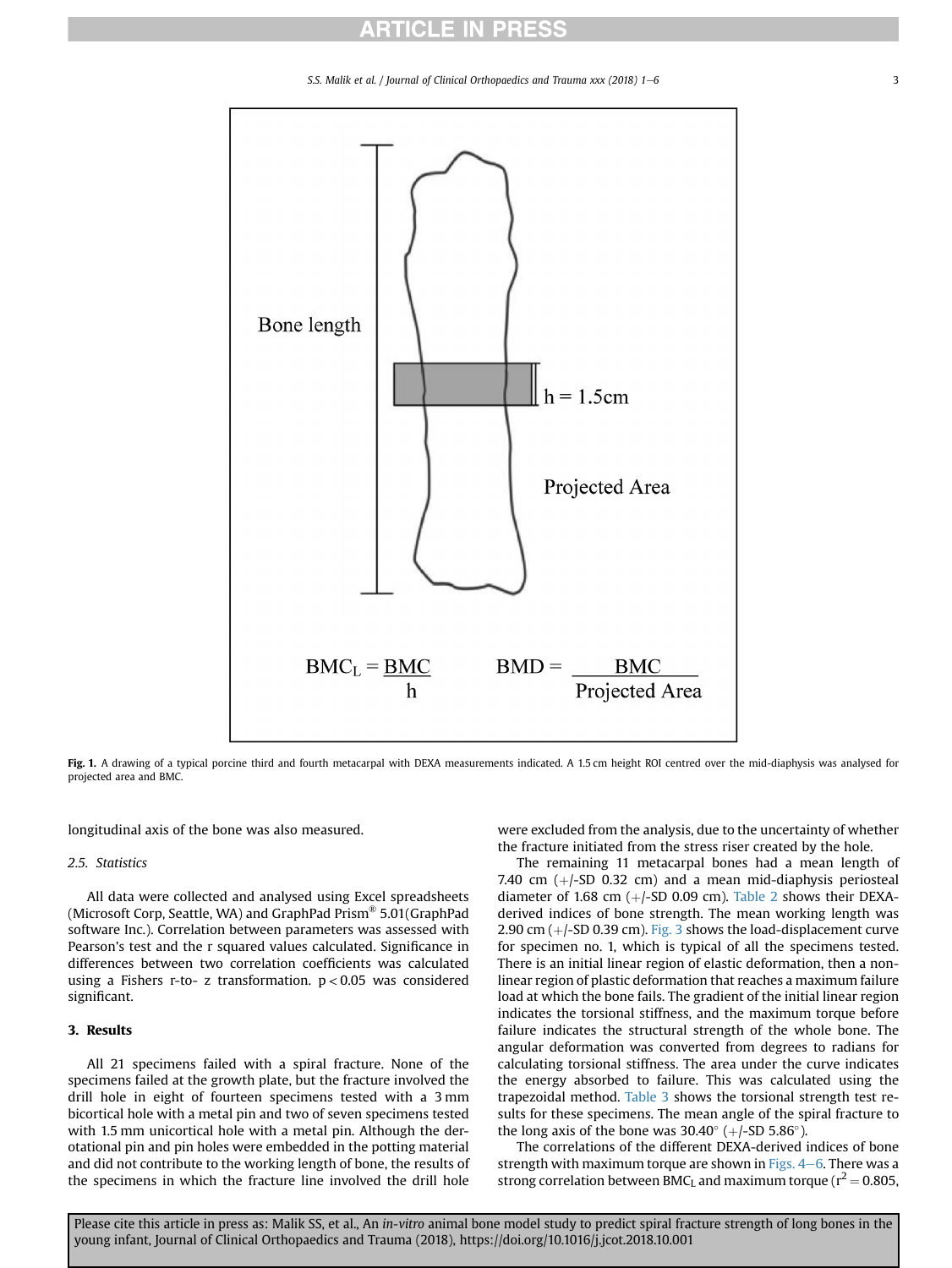Fig. 1. A drawing of a typical porcine third and fourth metacarpal with DEXA measurements indicated. A 1.5 cm height ROI centred over the mid-diaphysis was analysed for projected area and BMC.

longitudinal axis of the bone was also measured.

### 2.5. Statistics

All data were collected and analysed using Excel spreadsheets (Microsoft Corp, Seattle, WA) and GraphPad Prism® 5.01(GraphPad software Inc.). Correlation between parameters was assessed with Pearson's test and the r squared values calculated. Significance in differences between two correlation coefficients was calculated using a Fishers r-to- z transformation. $p < 0.05$ was considered significant.

## 3. Results

All 21 specimens failed with a spiral fracture. None of the specimens failed at the growth plate, but the fracture involved the drill hole in eight of fourteen specimens tested with a 3 mm bicortical hole with a metal pin and two of seven specimens tested with 1.5 mm unicortical hole with a metal pin. Although the derotational pin and pin holes were embedded in the potting material and did not contribute to the working length of bone, the results of the specimens in which the fracture line involved the drill hole were excluded from the analysis, due to the uncertainty of whether the fracture initiated from the stress riser created by the hole.

The remaining 11 metacarpal bones had a mean length of 7.40 cm (+/-SD 0.32 cm) and a mean mid-diaphysis periosteal diameter of 1.68 cm (+/-SD 0.09 cm). Table 2 shows their DEXA-derived indices of bone strength. The mean working length was 2.90 cm (+/-SD 0.39 cm). Fig. 3 shows the load-displacement curve for specimen no. 1, which is typical of all the specimens tested. There is an initial linear region of elastic deformation, then a non-linear region of plastic deformation that reaches a maximum failure load at which the bone fails. The gradient of the initial linear region indicates the torsional stiffness, and the maximum torque before failure indicates the structural strength of the whole bone. The angular deformation was converted from degrees to radians for calculating torsional stiffness. The area under the curve indicates the energy absorbed to failure. This was calculated using the trapezoidal method. Table 3 shows the torsional strength test results for these specimens. The mean angle of the spiral fracture to the long axis of the bone was 30.40° (+/-SD 5.86°).

The correlations of the different DEXA-derived indices of bone strength with maximum torque are shown in Figs. 4–6. There was a strong correlation between $BMC_L$ and maximum torque ($r^2 = 0.805$,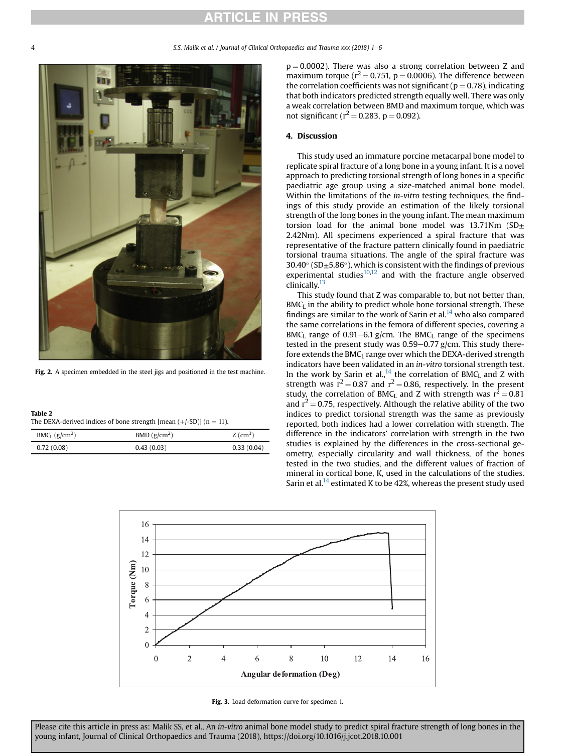Fig. 2. A specimen embedded in the steel jigs and positioned in the test machine.

Table 2
The DEXA-derived indices of bone strength [mean (+/-SD)] (n = 11).

| $BMC_L$ ($g/cm^2$) | BMD ($g/cm^2$) | Z ($cm^3$) |
|---|---|---|
| 0.72 (0.08) | 0.43 (0.03) | 0.33 (0.04) |

$p = 0.0002$). There was also a strong correlation between Z and maximum torque ($r^2 = 0.751$, $p = 0.0006$). The difference between the correlation coefficients was not significant ($p = 0.78$), indicating that both indicators predicted strength equally well. There was only a weak correlation between BMD and maximum torque, which was not significant ($r^2 = 0.283$, $p = 0.092$).

## 4. Discussion

This study used an immature porcine metacarpal bone model to replicate spiral fracture of a long bone in a young infant. It is a novel approach to predicting torsional strength of long bones in a specific paediatric age group using a size-matched animal bone model. Within the limitations of the *in-vitro* testing techniques, the findings of this study provide an estimation of the likely torsional strength of the long bones in the young infant. The mean maximum torsion load for the animal bone model was 13.71Nm (SD± 2.42Nm). All specimens experienced a spiral fracture that was representative of the fracture pattern clinically found in paediatric torsional trauma situations. The angle of the spiral fracture was 30.40° (SD±5.86°), which is consistent with the findings of previous experimental studies[10,12] and with the fracture angle observed clinically.[13]

This study found that Z was comparable to, but not better than, $BMC_L$ in the ability to predict whole bone torsional strength. These findings are similar to the work of Sarin et al.[14] who also compared the same correlations in the femora of different species, covering a $BMC_L$ range of 0.91–6.1 g/cm. The $BMC_L$ range of the specimens tested in the present study was 0.59–0.77 g/cm. This study therefore extends the $BMC_L$ range over which the DEXA-derived strength indicators have been validated in an *in-vitro* torsional strength test. In the work by Sarin et al.,[14] the correlation of $BMC_L$ and Z with strength was $r^2 = 0.87$ and $r^2 = 0.86$, respectively. In the present study, the correlation of $BMC_L$ and Z with strength was $r^2 = 0.81$ and $r^2 = 0.75$, respectively. Although the relative ability of the two indices to predict torsional strength was the same as previously reported, both indices had a lower correlation with strength. The difference in the indicators' correlation with strength in the two studies is explained by the differences in the cross-sectional geometry, especially circularity and wall thickness, of the bones tested in the two studies, and the different values of fraction of mineral in cortical bone, K, used in the calculations of the studies. Sarin et al.[14] estimated K to be 42%, whereas the present study used

Fig. 3. Load deformation curve for specimen 1.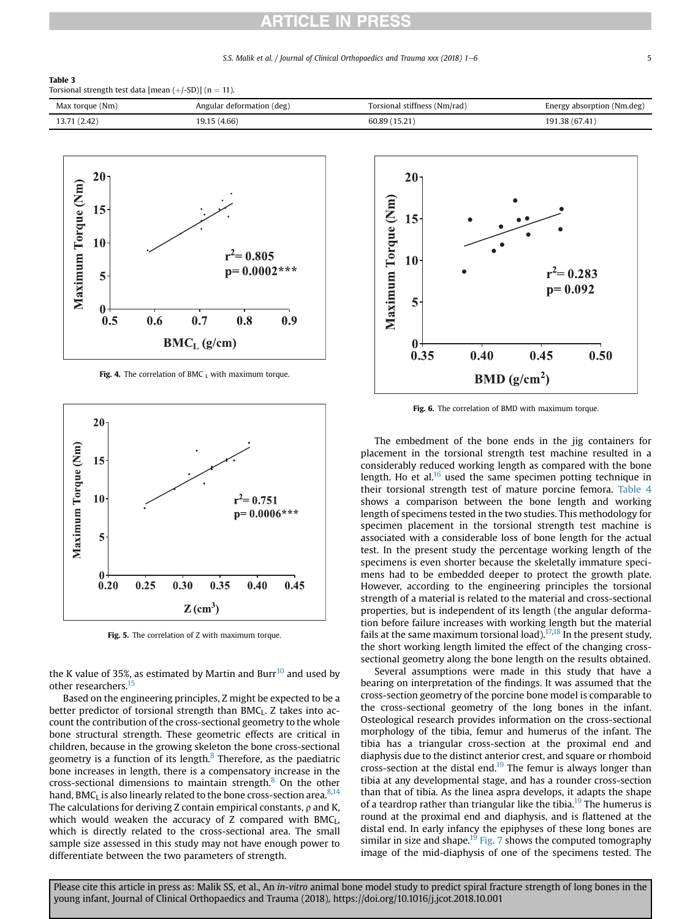**Table 3**
Torsional strength test data [mean (+/-SD)] (n = 11).

| Max torque (Nm) | Angular deformation (deg) | Torsional stiffness (Nm/rad) | Energy absorption (Nm.deg) |
|---|---|---|---|
| 13.71 (2.42) | 19.15 (4.66) | 60.89 (15.21) | 191.38 (67.41) |

**Fig. 4.** The correlation of $BMC_L$ with maximum torque.

**Fig. 5.** The correlation of Z with maximum torque.

**Fig. 6.** The correlation of BMD with maximum torque.

the K value of 35%, as estimated by Martin and Burr[10] and used by other researchers.[15]

Based on the engineering principles, Z might be expected to be a better predictor of torsional strength than $BMC_L$. Z takes into account the contribution of the cross-sectional geometry to the whole bone structural strength. These geometric effects are critical in children, because in the growing skeleton the bone cross-sectional geometry is a function of its length.[8] Therefore, as the paediatric bone increases in length, there is a compensatory increase in the cross-sectional dimensions to maintain strength.[8] On the other hand, $BMC_L$ is also linearly related to the bone cross-section area.[8,14] The calculations for deriving Z contain empirical constants, ρ and K, which would weaken the accuracy of Z compared with $BMC_L$, which is directly related to the cross-sectional area. The small sample size assessed in this study may not have enough power to differentiate between the two parameters of strength.

The embedment of the bone ends in the jig containers for placement in the torsional strength test machine resulted in a considerably reduced working length as compared with the bone length. Ho et al.[16] used the same specimen potting technique in their torsional strength test of mature porcine femora. Table 4 shows a comparison between the bone length and working length of specimens tested in the two studies. This methodology for specimen placement in the torsional strength test machine is associated with a considerable loss of bone length for the actual test. In the present study the percentage working length of the specimens is even shorter because the skeletally immature specimens had to be embedded deeper to protect the growth plate. However, according to the engineering principles the torsional strength of a material is related to the material and cross-sectional properties, but is independent of its length (the angular deformation before failure increases with working length but the material fails at the same maximum torsional load).[17,18] In the present study, the short working length limited the effect of the changing cross-sectional geometry along the bone length on the results obtained.

Several assumptions were made in this study that have a bearing on interpretation of the findings. It was assumed that the cross-section geometry of the porcine bone model is comparable to the cross-sectional geometry of the long bones in the infant. Osteological research provides information on the cross-sectional morphology of the tibia, femur and humerus of the infant. The tibia has a triangular cross-section at the proximal end and diaphysis due to the distinct anterior crest, and square or rhomboid cross-section at the distal end.[19] The femur is always longer than tibia at any developmental stage, and has a rounder cross-section than that of tibia. As the linea aspra develops, it adapts the shape of a teardrop rather than triangular like the tibia.[19] The humerus is round at the proximal end and diaphysis, and is flattened at the distal end. In early infancy the epiphyses of these long bones are similar in size and shape.[19] Fig. 7 shows the computed tomography image of the mid-diaphysis of one of the specimens tested. The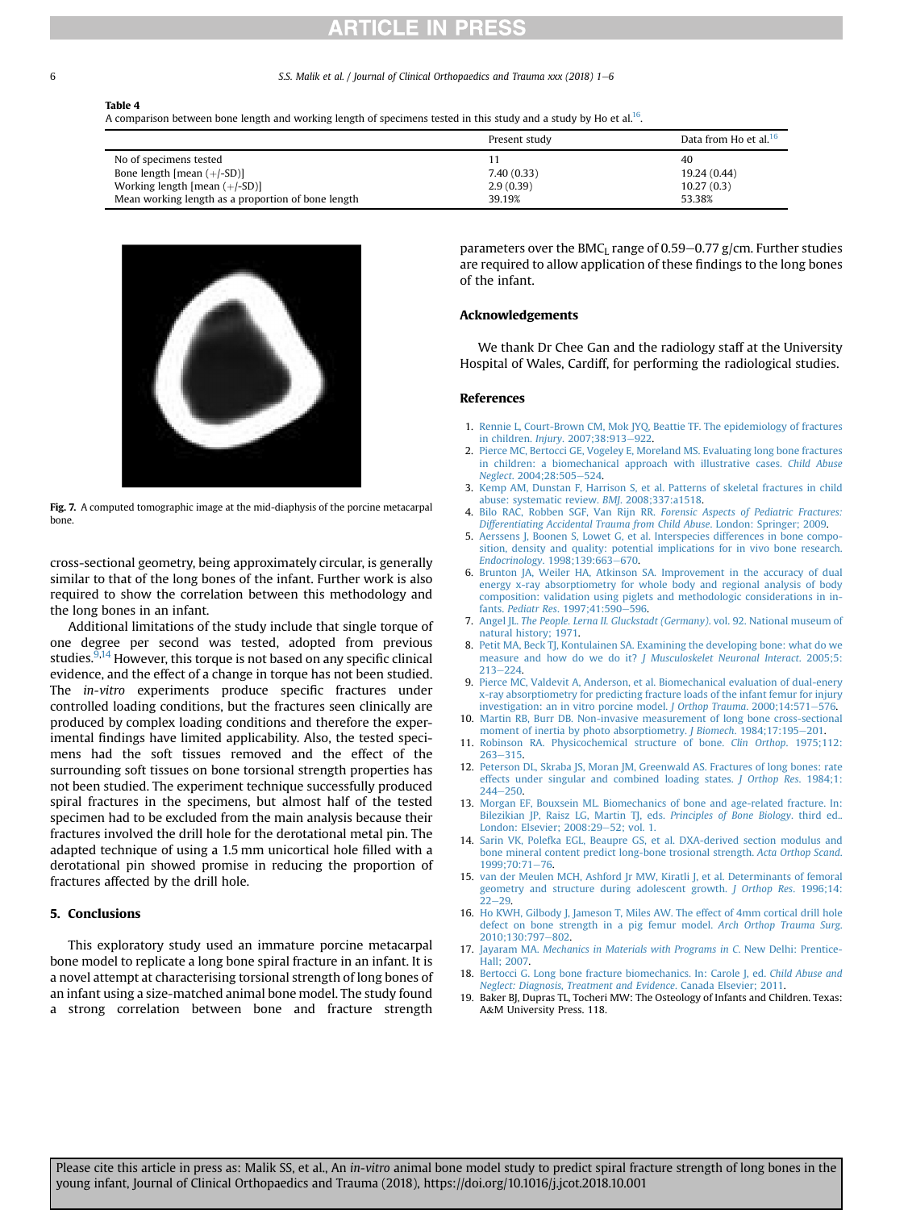**Table 4**
A comparison between bone length and working length of specimens tested in this study and a study by Ho et al.[16].

| | Present study | Data from Ho et al.[16] |
|---|---|---|
| No of specimens tested | 11 | 40 |
| Bone length [mean (+/-SD)] | 7.40 (0.33) | 19.24 (0.44) |
| Working length [mean (+/-SD)] | 2.9 (0.39) | 10.27 (0.3) |
| Mean working length as a proportion of bone length | 39.19% | 53.38% |

Fig. 7. A computed tomographic image at the mid-diaphysis of the porcine metacarpal bone.

cross-sectional geometry, being approximately circular, is generally similar to that of the long bones of the infant. Further work is also required to show the correlation between this methodology and the long bones in an infant.

Additional limitations of the study include that single torque of one degree per second was tested, adopted from previous studies.[9,14] However, this torque is not based on any specific clinical evidence, and the effect of a change in torque has not been studied. The *in-vitro* experiments produce specific fractures under controlled loading conditions, but the fractures seen clinically are produced by complex loading conditions and therefore the experimental findings have limited applicability. Also, the tested specimens had the soft tissues removed and the effect of the surrounding soft tissues on bone torsional strength properties has not been studied. The experiment technique successfully produced spiral fractures in the specimens, but almost half of the tested specimen had to be excluded from the main analysis because their fractures involved the drill hole for the derotational metal pin. The adapted technique of using a 1.5 mm unicortical hole filled with a derotational pin showed promise in reducing the proportion of fractures affected by the drill hole.

## 5. Conclusions

This exploratory study used an immature porcine metacarpal bone model to replicate a long bone spiral fracture in an infant. It is a novel attempt at characterising torsional strength of long bones of an infant using a size-matched animal bone model. The study found a strong correlation between bone and fracture strength parameters over the $BMC_L$ range of 0.59–0.77 g/cm. Further studies are required to allow application of these findings to the long bones of the infant.

## Acknowledgements

We thank Dr Chee Gan and the radiology staff at the University Hospital of Wales, Cardiff, for performing the radiological studies.

## References

1. Rennie L, Court-Brown CM, Mok JYQ, Beattie TF. The epidemiology of fractures in children. *Injury*. 2007;38:913–922.
2. Pierce MC, Bertocci GE, Vogeley E, Moreland MS. Evaluating long bone fractures in children: a biomechanical approach with illustrative cases. *Child Abuse Neglect*. 2004;28:505–524.
3. Kemp AM, Dunstan F, Harrison S, et al. Patterns of skeletal fractures in child abuse: systematic review. *BMJ*. 2008;337:a1518.
4. Bilo RAC, Robben SGF, Van Rijn RR. *Forensic Aspects of Pediatric Fractures: Differentiating Accidental Trauma from Child Abuse*. London: Springer; 2009.
5. Aerssens J, Boonen S, Lowet G, et al. Interspecies differences in bone composition, density and quality: potential implications for in vivo bone research. *Endocrinology*. 1998;139:663–670.
6. Brunton JA, Weiler HA, Atkinson SA. Improvement in the accuracy of dual energy x-ray absorptiometry for whole body and regional analysis of body composition: validation using piglets and methodologic considerations in infants. *Pediatr Res*. 1997;41:590–596.
7. Angel JL. *The People. Lerna II. Gluckstadt (Germany)*. vol. 92. National museum of natural history; 1971.
8. Petit MA, Beck TJ, Kontulainen SA. Examining the developing bone: what do we measure and how do we do it? *J Musculoskelet Neuronal Interact*. 2005;5:213–224.
9. Pierce MC, Valdevit A, Anderson, et al. Biomechanical evaluation of dual-energy x-ray absorptiometry for predicting fracture loads of the infant femur for injury investigation: an in vitro porcine model. *J Orthop Trauma*. 2000;14:571–576.
10. Martin RB, Burr DB. Non-invasive measurement of long bone cross-sectional moment of inertia by photo absorptiometry. *J Biomech*. 1984;17:195–201.
11. Robinson RA. Physicochemical structure of bone. *Clin Orthop*. 1975;112:263–315.
12. Peterson DL, Skraba JS, Moran JM, Greenwald AS. Fractures of long bones: rate effects under singular and combined loading states. *J Orthop Res*. 1984;1:244–250.
13. Morgan EF, Bouxsein ML. Biomechanics of bone and age-related fracture. In: Bilezikian JP, Raisz LG, Martin TJ, eds. *Principles of Bone Biology*. third ed.. London: Elsevier; 2008:29–52; vol. 1.
14. Sarin VK, Polefka EGL, Beaupre GS, et al. DXA-derived section modulus and bone mineral content predict long-bone trosional strength. *Acta Orthop Scand*. 1999;70:71–76.
15. van der Meulen MCH, Ashford Jr MW, Kiratli J, et al. Determinants of femoral geometry and structure during adolescent growth. *J Orthop Res*. 1996;14:22–29.
16. Ho KWH, Gilbody J, Jameson T, Miles AW. The effect of 4mm cortical drill hole defect on bone strength in a pig femur model. *Arch Orthop Trauma Surg*. 2010;130:797–802.
17. Jayaram MA. *Mechanics in Materials with Programs in C*. New Delhi: Prentice-Hall; 2007.
18. Bertocci G. Long bone fracture biomechanics. In: Carole J, ed. *Child Abuse and Neglect: Diagnosis, Treatment and Evidence*. Canada Elsevier; 2011.
19. Baker BJ, Dupras TL, Tocheri MW: The Osteology of Infants and Children. Texas: A&M University Press. 118.